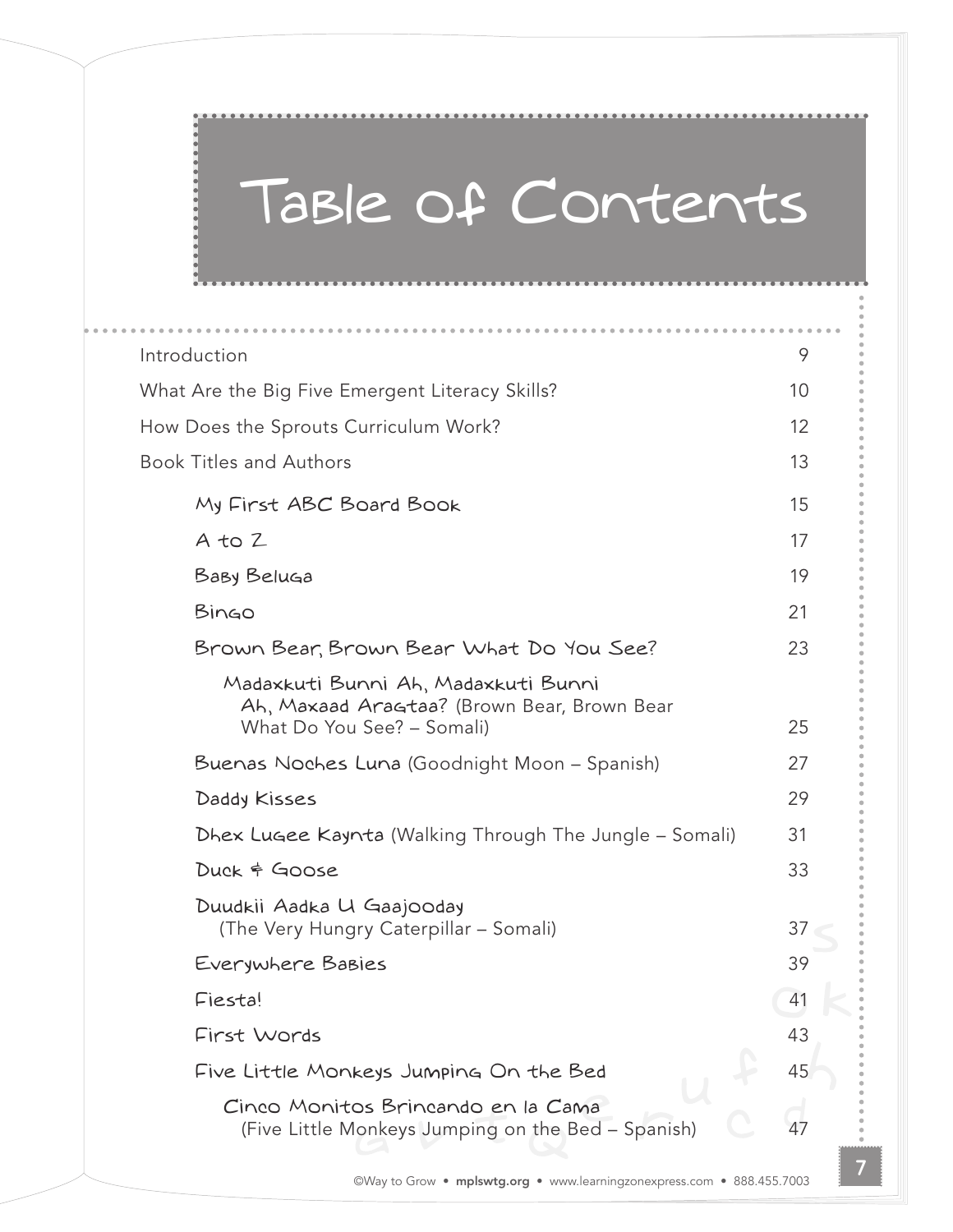# Table of Contents

| | |
|---|---|
| Introduction | 9 |
| What Are the Big Five Emergent Literacy Skills? | 10 |
| How Does the Sprouts Curriculum Work? | 12 |
| Book Titles and Authors | 13 |
| My First ABC Board Book | 15 |
| A to Z | 17 |
| Baby Beluga | 19 |
| Bingo | 21 |
| Brown Bear, Brown Bear What Do You See? | 23 |
| Madaxkuti Bunni Ah, Madaxkuti Bunni Ah, Maxaad Aragtaa? (Brown Bear, Brown Bear What Do You See? – Somali) | 25 |
| Buenas Noches Luna (Goodnight Moon – Spanish) | 27 |
| Daddy Kisses | 29 |
| Dhex Lugee Kaynta (Walking Through The Jungle – Somali) | 31 |
| Duck & Goose | 33 |
| Duudkii Aadka U Gaajooday (The Very Hungry Caterpillar – Somali) | 37 |
| Everywhere Babies | 39 |
| Fiesta! | 41 |
| First Words | 43 |
| Five Little Monkeys Jumping On the Bed | 45 |
| Cinco Monitos Brincando en la Cama (Five Little Monkeys Jumping on the Bed – Spanish) | 47 |

©Way to Grow • **mplswtg.org** • www.learningzonexpress.com • 888.455.7003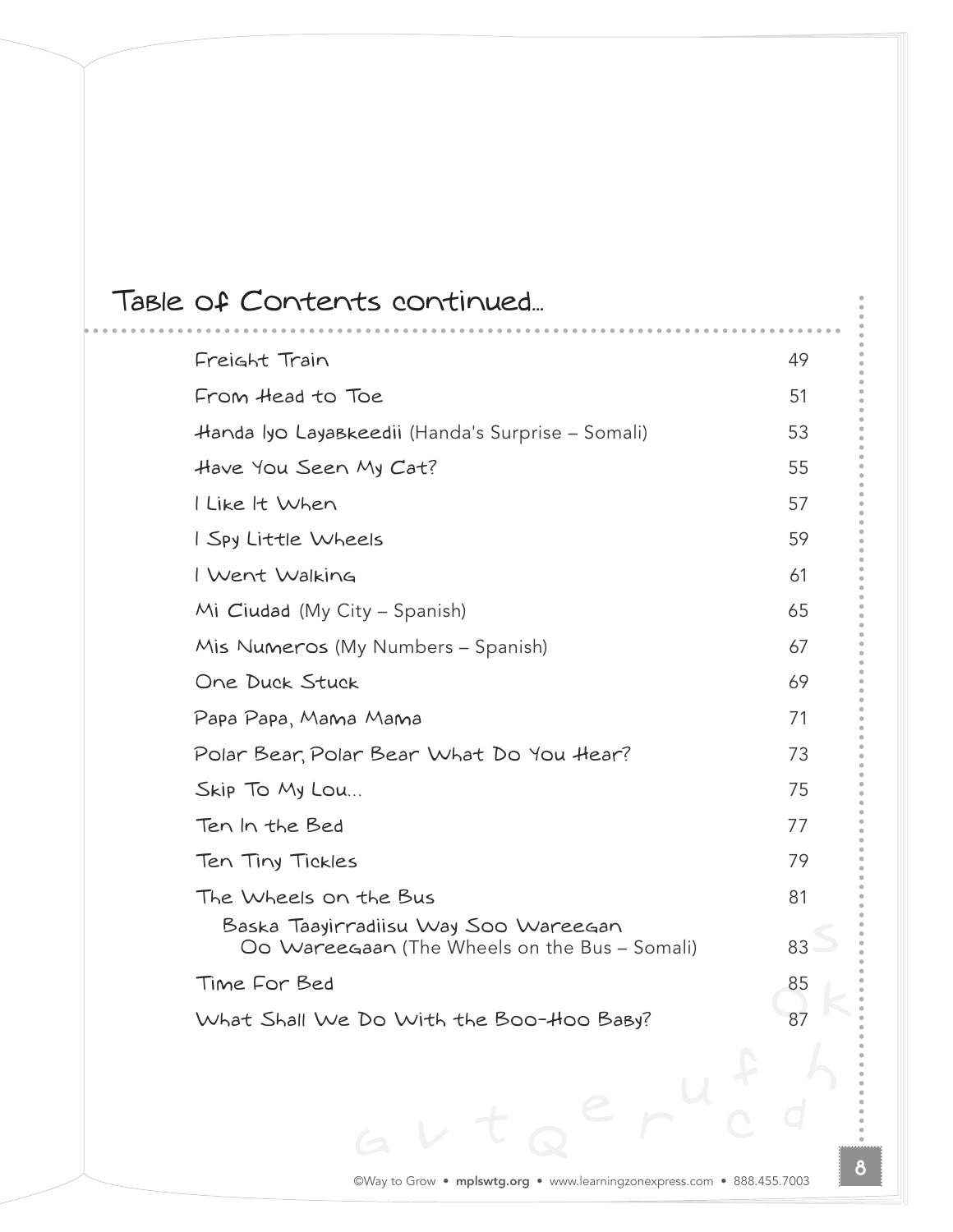## Table of Contents continued...

| | |
|---|---|
| Freight Train | 49 |
| From Head to Toe | 51 |
| Handa Iyo Layabkeedii (Handa's Surprise – Somali) | 53 |
| Have You Seen My Cat? | 55 |
| I Like It When | 57 |
| I Spy Little Wheels | 59 |
| I Went Walking | 61 |
| Mi Ciudad (My City – Spanish) | 65 |
| Mis Numeros (My Numbers – Spanish) | 67 |
| One Duck Stuck | 69 |
| Papa Papa, Mama Mama | 71 |
| Polar Bear, Polar Bear What Do You Hear? | 73 |
| Skip To My Lou... | 75 |
| Ten In the Bed | 77 |
| Ten Tiny Tickles | 79 |
| The Wheels on the Bus | 81 |
| Baska Taayirradiisu Way Soo Wareegan Oo Wareegaan (The Wheels on the Bus – Somali) | 83 |
| Time For Bed | 85 |
| What Shall We Do With the Boo-Hoo Baby? | 87 |

©Way to Grow • mplswtg.org • www.learningzonexpress.com • 888.455.7003